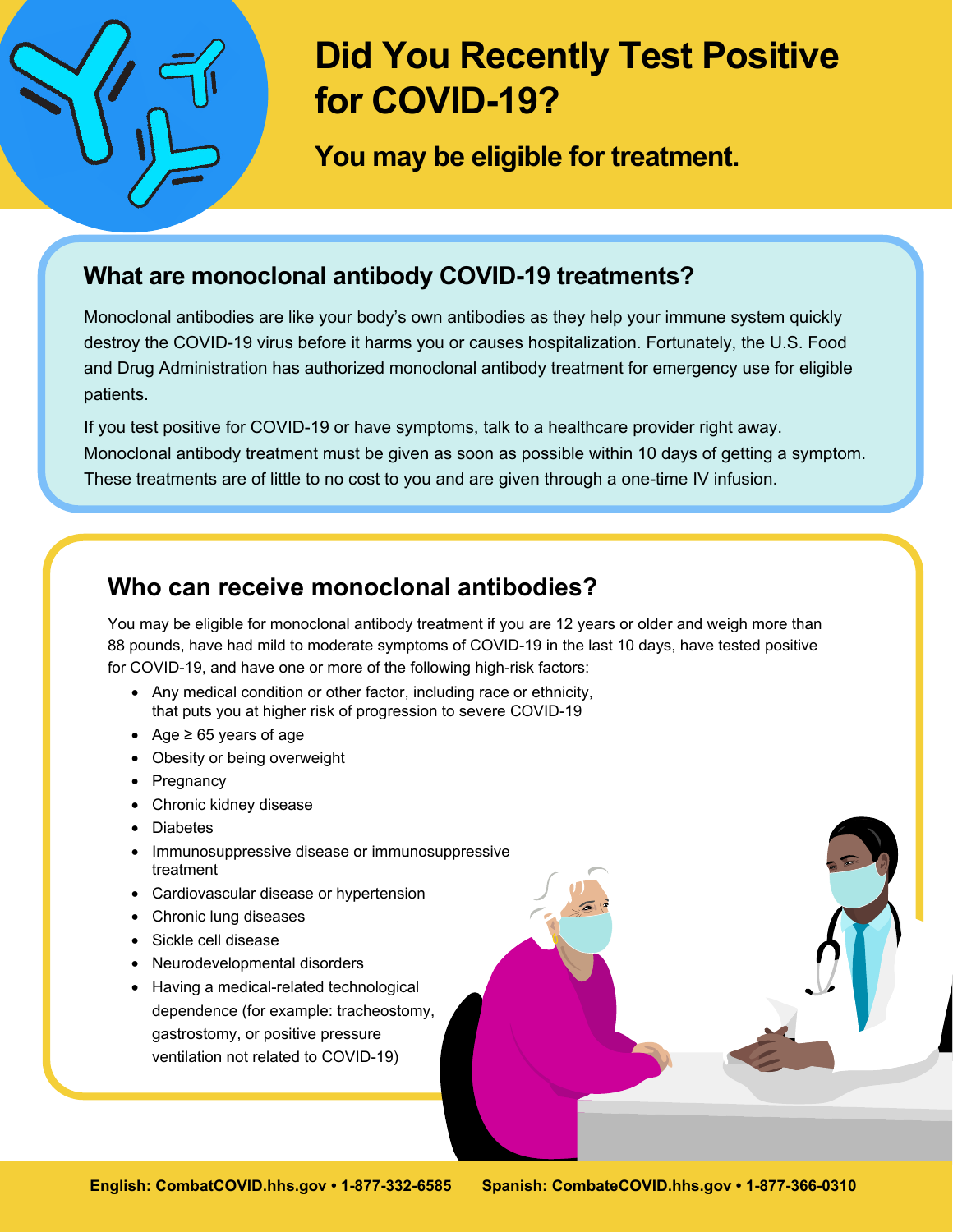# Did You Recently Test Positive for COVID-19?

## You may be eligible for treatment.

### What are monoclonal antibody COVID-19 treatments?

Monoclonal antibodies are like your body's own antibodies as they help your immune system quickly destroy the COVID-19 virus before it harms you or causes hospitalization. Fortunately, the U.S. Food and Drug Administration has authorized monoclonal antibody treatment for emergency use for eligible patients.

If you test positive for COVID-19 or have symptoms, talk to a healthcare provider right away. Monoclonal antibody treatment must be given as soon as possible within 10 days of getting a symptom. These treatments are of little to no cost to you and are given through a one-time IV infusion.

### Who can receive monoclonal antibodies?

You may be eligible for monoclonal antibody treatment if you are 12 years or older and weigh more than 88 pounds, have had mild to moderate symptoms of COVID-19 in the last 10 days, have tested positive for COVID-19, and have one or more of the following high-risk factors:

- Any medical condition or other factor, including race or ethnicity, that puts you at higher risk of progression to severe COVID-19
- Age ≥ 65 years of age
- Obesity or being overweight
- Pregnancy
- Chronic kidney disease
- Diabetes
- Immunosuppressive disease or immunosuppressive treatment
- Cardiovascular disease or hypertension
- Chronic lung diseases
- Sickle cell disease
- Neurodevelopmental disorders
- Having a medical-related technological dependence (for example: tracheostomy, gastrostomy, or positive pressure ventilation not related to COVID-19)

**English: CombatCOVID.hhs.gov • 1-877-332-6585 Spanish: CombateCOVID.hhs.gov • 1-877-366-0310**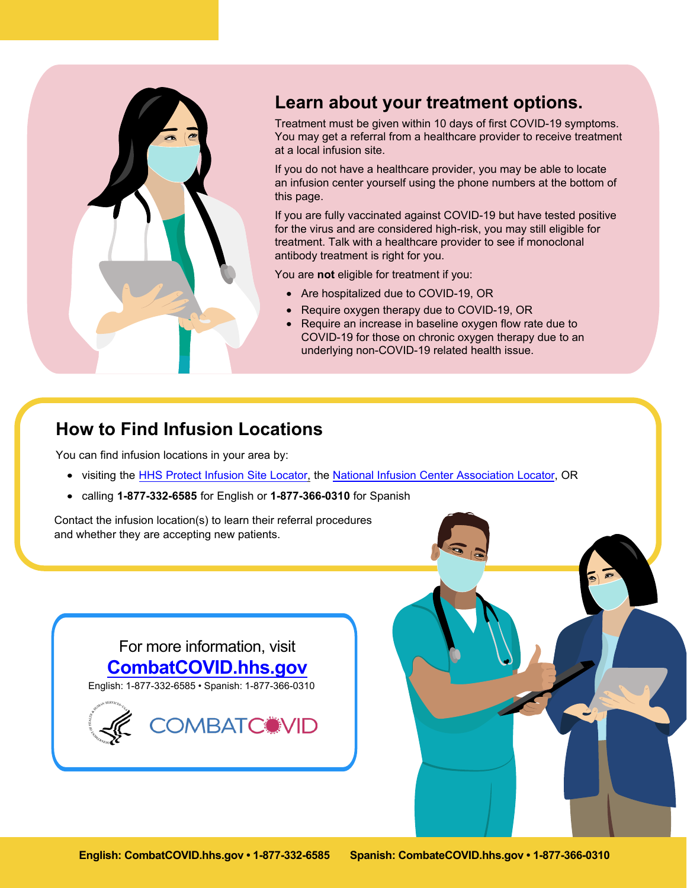## Learn about your treatment options.

Treatment must be given within 10 days of first COVID-19 symptoms. You may get a referral from a healthcare provider to receive treatment at a local infusion site.

If you do not have a healthcare provider, you may be able to locate an infusion center yourself using the phone numbers at the bottom of this page.

If you are fully vaccinated against COVID-19 but have tested positive for the virus and are considered high-risk, you may still eligible for treatment. Talk with a healthcare provider to see if monoclonal antibody treatment is right for you.

You are **not** eligible for treatment if you:

- Are hospitalized due to COVID-19, OR
- Require oxygen therapy due to COVID-19, OR
- Require an increase in baseline oxygen flow rate due to COVID-19 for those on chronic oxygen therapy due to an underlying non-COVID-19 related health issue.

## How to Find Infusion Locations

You can find infusion locations in your area by:

- visiting the HHS Protect Infusion Site Locator, the National Infusion Center Association Locator, OR
- calling **1-877-332-6585** for English or **1-877-366-0310** for Spanish

Contact the infusion location(s) to learn their referral procedures and whether they are accepting new patients.

For more information, visit

**CombatCOVID.hhs.gov**

English: 1-877-332-6585 • Spanish: 1-877-366-0310

COMBATCOVID

**English: CombatCOVID.hhs.gov • 1-877-332-6585** **Spanish: CombateCOVID.hhs.gov • 1-877-366-0310**